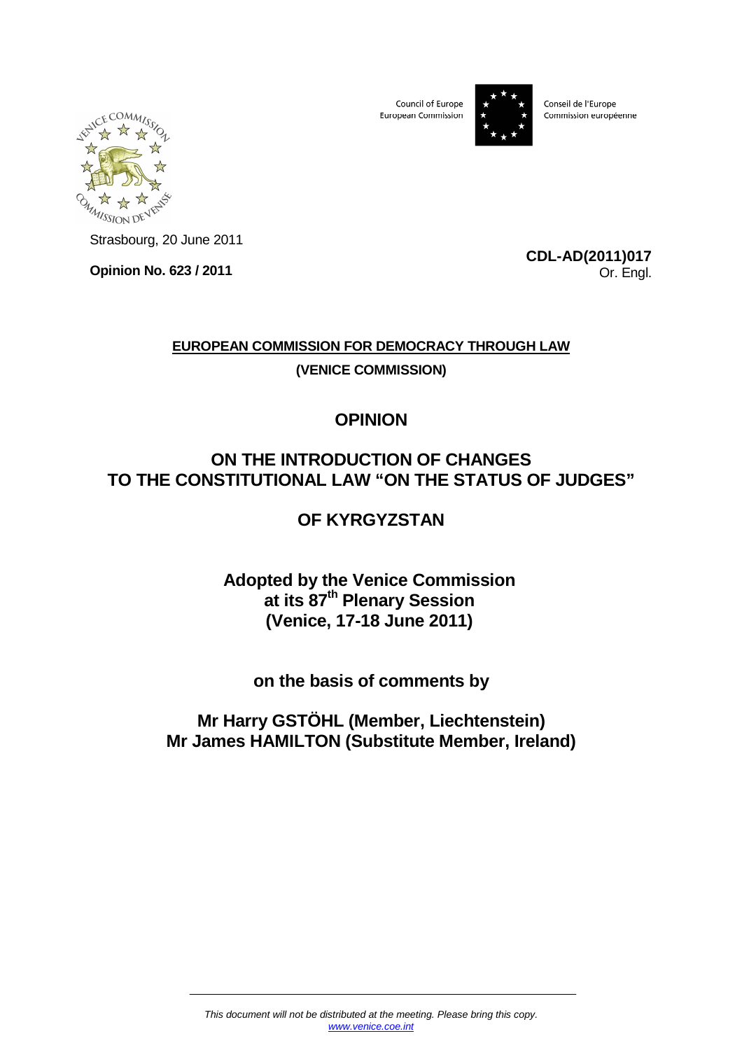Council of Europe
European Commission

Conseil de l'Europe
Commission européenne

Strasbourg, 20 June 2011

**Opinion No. 623 / 2011**

**CDL-AD(2011)017**
Or. Engl.

**EUROPEAN COMMISSION FOR DEMOCRACY THROUGH LAW**

**(VENICE COMMISSION)**

# OPINION

# ON THE INTRODUCTION OF CHANGES TO THE CONSTITUTIONAL LAW "ON THE STATUS OF JUDGES"

# OF KYRGYZSTAN

**Adopted by the Venice Commission at its 87th Plenary Session (Venice, 17-18 June 2011)**

**on the basis of comments by**

**Mr Harry GSTÖHL (Member, Liechtenstein)**
**Mr James HAMILTON (Substitute Member, Ireland)**

*This document will not be distributed at the meeting. Please bring this copy.*
*www.venice.coe.int*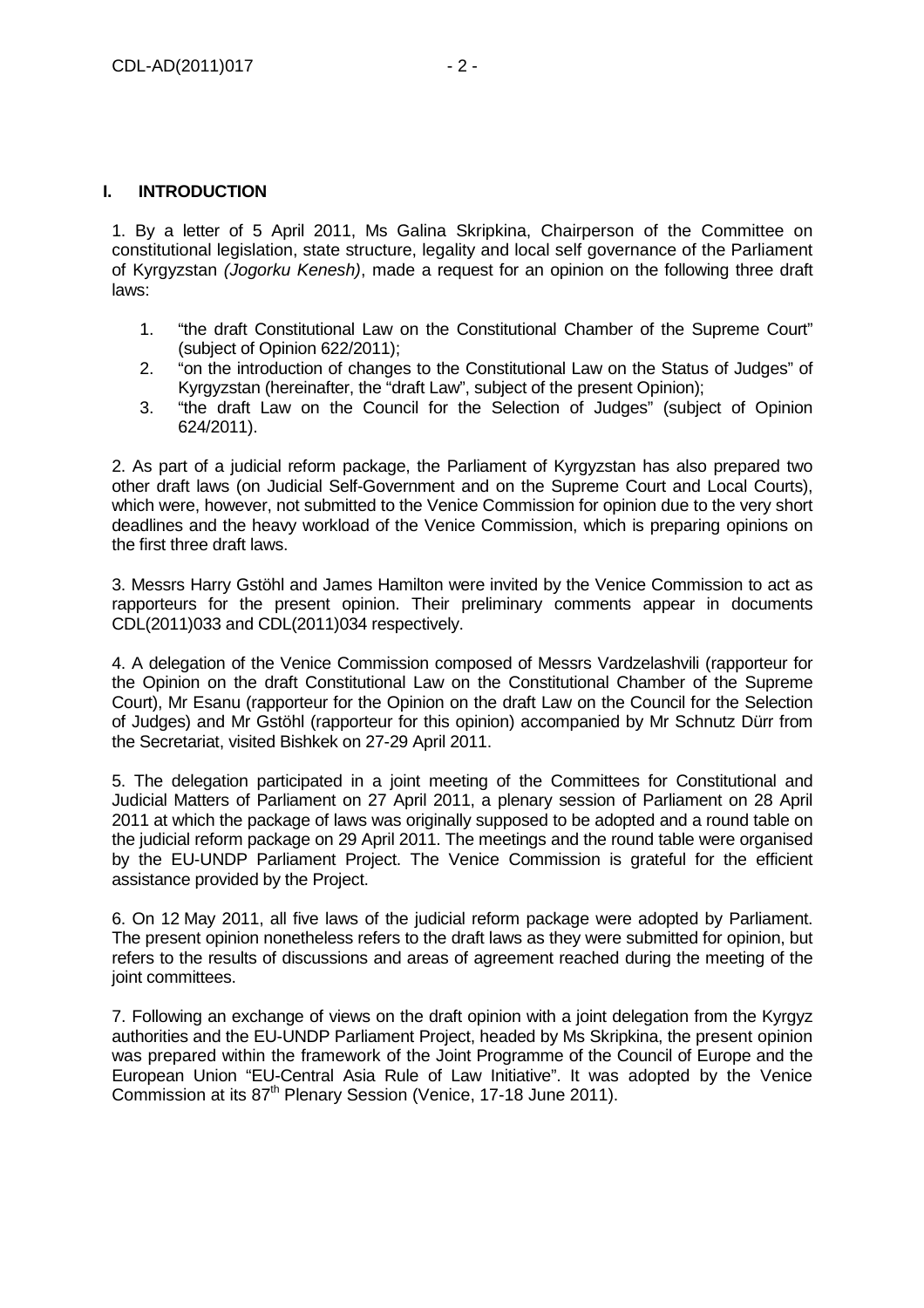## I. INTRODUCTION

1. By a letter of 5 April 2011, Ms Galina Skripkina, Chairperson of the Committee on constitutional legislation, state structure, legality and local self governance of the Parliament of Kyrgyzstan *(Jogorku Kenesh)*, made a request for an opinion on the following three draft laws:

   1. "the draft Constitutional Law on the Constitutional Chamber of the Supreme Court" (subject of Opinion 622/2011);
   2. "on the introduction of changes to the Constitutional Law on the Status of Judges" of Kyrgyzstan (hereinafter, the "draft Law", subject of the present Opinion);
   3. "the draft Law on the Council for the Selection of Judges" (subject of Opinion 624/2011).

2. As part of a judicial reform package, the Parliament of Kyrgyzstan has also prepared two other draft laws (on Judicial Self-Government and on the Supreme Court and Local Courts), which were, however, not submitted to the Venice Commission for opinion due to the very short deadlines and the heavy workload of the Venice Commission, which is preparing opinions on the first three draft laws.

3. Messrs Harry Gstöhl and James Hamilton were invited by the Venice Commission to act as rapporteurs for the present opinion. Their preliminary comments appear in documents CDL(2011)033 and CDL(2011)034 respectively.

4. A delegation of the Venice Commission composed of Messrs Vardzelashvili (rapporteur for the Opinion on the draft Constitutional Law on the Constitutional Chamber of the Supreme Court), Mr Esanu (rapporteur for the Opinion on the draft Law on the Council for the Selection of Judges) and Mr Gstöhl (rapporteur for this opinion) accompanied by Mr Schnutz Dürr from the Secretariat, visited Bishkek on 27-29 April 2011.

5. The delegation participated in a joint meeting of the Committees for Constitutional and Judicial Matters of Parliament on 27 April 2011, a plenary session of Parliament on 28 April 2011 at which the package of laws was originally supposed to be adopted and a round table on the judicial reform package on 29 April 2011. The meetings and the round table were organised by the EU-UNDP Parliament Project. The Venice Commission is grateful for the efficient assistance provided by the Project.

6. On 12 May 2011, all five laws of the judicial reform package were adopted by Parliament. The present opinion nonetheless refers to the draft laws as they were submitted for opinion, but refers to the results of discussions and areas of agreement reached during the meeting of the joint committees.

7. Following an exchange of views on the draft opinion with a joint delegation from the Kyrgyz authorities and the EU-UNDP Parliament Project, headed by Ms Skripkina, the present opinion was prepared within the framework of the Joint Programme of the Council of Europe and the European Union "EU-Central Asia Rule of Law Initiative". It was adopted by the Venice Commission at its 87th Plenary Session (Venice, 17-18 June 2011).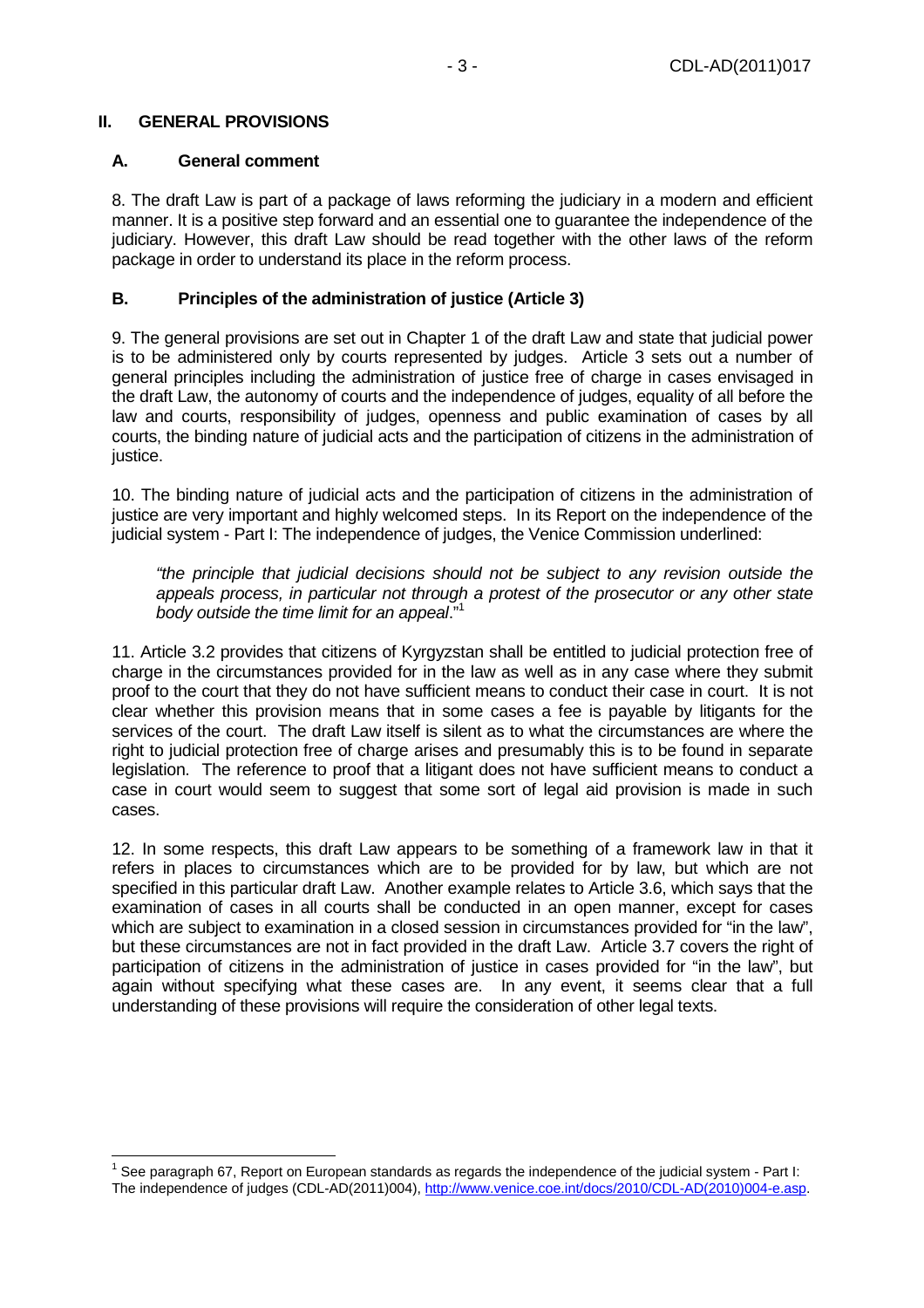## II. GENERAL PROVISIONS

### A. General comment

8. The draft Law is part of a package of laws reforming the judiciary in a modern and efficient manner. It is a positive step forward and an essential one to guarantee the independence of the judiciary. However, this draft Law should be read together with the other laws of the reform package in order to understand its place in the reform process.

### B. Principles of the administration of justice (Article 3)

9. The general provisions are set out in Chapter 1 of the draft Law and state that judicial power is to be administered only by courts represented by judges. Article 3 sets out a number of general principles including the administration of justice free of charge in cases envisaged in the draft Law, the autonomy of courts and the independence of judges, equality of all before the law and courts, responsibility of judges, openness and public examination of cases by all courts, the binding nature of judicial acts and the participation of citizens in the administration of justice.

10. The binding nature of judicial acts and the participation of citizens in the administration of justice are very important and highly welcomed steps. In its Report on the independence of the judicial system - Part I: The independence of judges, the Venice Commission underlined:

> *"the principle that judicial decisions should not be subject to any revision outside the appeals process, in particular not through a protest of the prosecutor or any other state body outside the time limit for an appeal*."[1]

11. Article 3.2 provides that citizens of Kyrgyzstan shall be entitled to judicial protection free of charge in the circumstances provided for in the law as well as in any case where they submit proof to the court that they do not have sufficient means to conduct their case in court. It is not clear whether this provision means that in some cases a fee is payable by litigants for the services of the court. The draft Law itself is silent as to what the circumstances are where the right to judicial protection free of charge arises and presumably this is to be found in separate legislation. The reference to proof that a litigant does not have sufficient means to conduct a case in court would seem to suggest that some sort of legal aid provision is made in such cases.

12. In some respects, this draft Law appears to be something of a framework law in that it refers in places to circumstances which are to be provided for by law, but which are not specified in this particular draft Law. Another example relates to Article 3.6, which says that the examination of cases in all courts shall be conducted in an open manner, except for cases which are subject to examination in a closed session in circumstances provided for "in the law", but these circumstances are not in fact provided in the draft Law. Article 3.7 covers the right of participation of citizens in the administration of justice in cases provided for "in the law", but again without specifying what these cases are. In any event, it seems clear that a full understanding of these provisions will require the consideration of other legal texts.

---

[1] See paragraph 67, Report on European standards as regards the independence of the judicial system - Part I: The independence of judges (CDL-AD(2011)004), http://www.venice.coe.int/docs/2010/CDL-AD(2010)004-e.asp.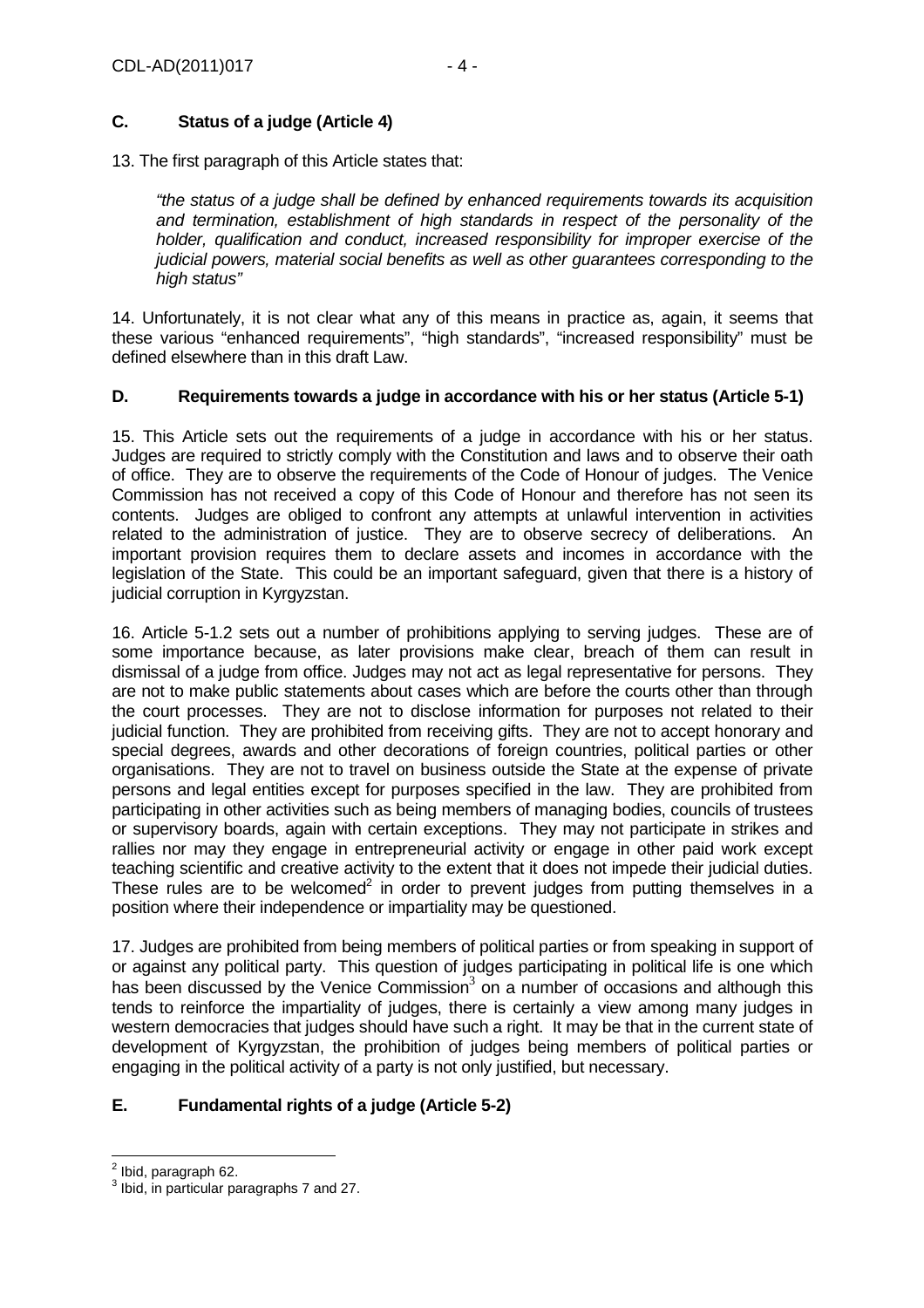### C. Status of a judge (Article 4)

13. The first paragraph of this Article states that:

> *"the status of a judge shall be defined by enhanced requirements towards its acquisition and termination, establishment of high standards in respect of the personality of the holder, qualification and conduct, increased responsibility for improper exercise of the judicial powers, material social benefits as well as other guarantees corresponding to the high status"*

14. Unfortunately, it is not clear what any of this means in practice as, again, it seems that these various "enhanced requirements", "high standards", "increased responsibility" must be defined elsewhere than in this draft Law.

### D. Requirements towards a judge in accordance with his or her status (Article 5-1)

15. This Article sets out the requirements of a judge in accordance with his or her status. Judges are required to strictly comply with the Constitution and laws and to observe their oath of office. They are to observe the requirements of the Code of Honour of judges. The Venice Commission has not received a copy of this Code of Honour and therefore has not seen its contents. Judges are obliged to confront any attempts at unlawful intervention in activities related to the administration of justice. They are to observe secrecy of deliberations. An important provision requires them to declare assets and incomes in accordance with the legislation of the State. This could be an important safeguard, given that there is a history of judicial corruption in Kyrgyzstan.

16. Article 5-1.2 sets out a number of prohibitions applying to serving judges. These are of some importance because, as later provisions make clear, breach of them can result in dismissal of a judge from office. Judges may not act as legal representative for persons. They are not to make public statements about cases which are before the courts other than through the court processes. They are not to disclose information for purposes not related to their judicial function. They are prohibited from receiving gifts. They are not to accept honorary and special degrees, awards and other decorations of foreign countries, political parties or other organisations. They are not to travel on business outside the State at the expense of private persons and legal entities except for purposes specified in the law. They are prohibited from participating in other activities such as being members of managing bodies, councils of trustees or supervisory boards, again with certain exceptions. They may not participate in strikes and rallies nor may they engage in entrepreneurial activity or engage in other paid work except teaching scientific and creative activity to the extent that it does not impede their judicial duties. These rules are to be welcomed[2] in order to prevent judges from putting themselves in a position where their independence or impartiality may be questioned.

17. Judges are prohibited from being members of political parties or from speaking in support of or against any political party. This question of judges participating in political life is one which has been discussed by the Venice Commission[3] on a number of occasions and although this tends to reinforce the impartiality of judges, there is certainly a view among many judges in western democracies that judges should have such a right. It may be that in the current state of development of Kyrgyzstan, the prohibition of judges being members of political parties or engaging in the political activity of a party is not only justified, but necessary.

### E. Fundamental rights of a judge (Article 5-2)

---

[2] Ibid, paragraph 62.

[3] Ibid, in particular paragraphs 7 and 27.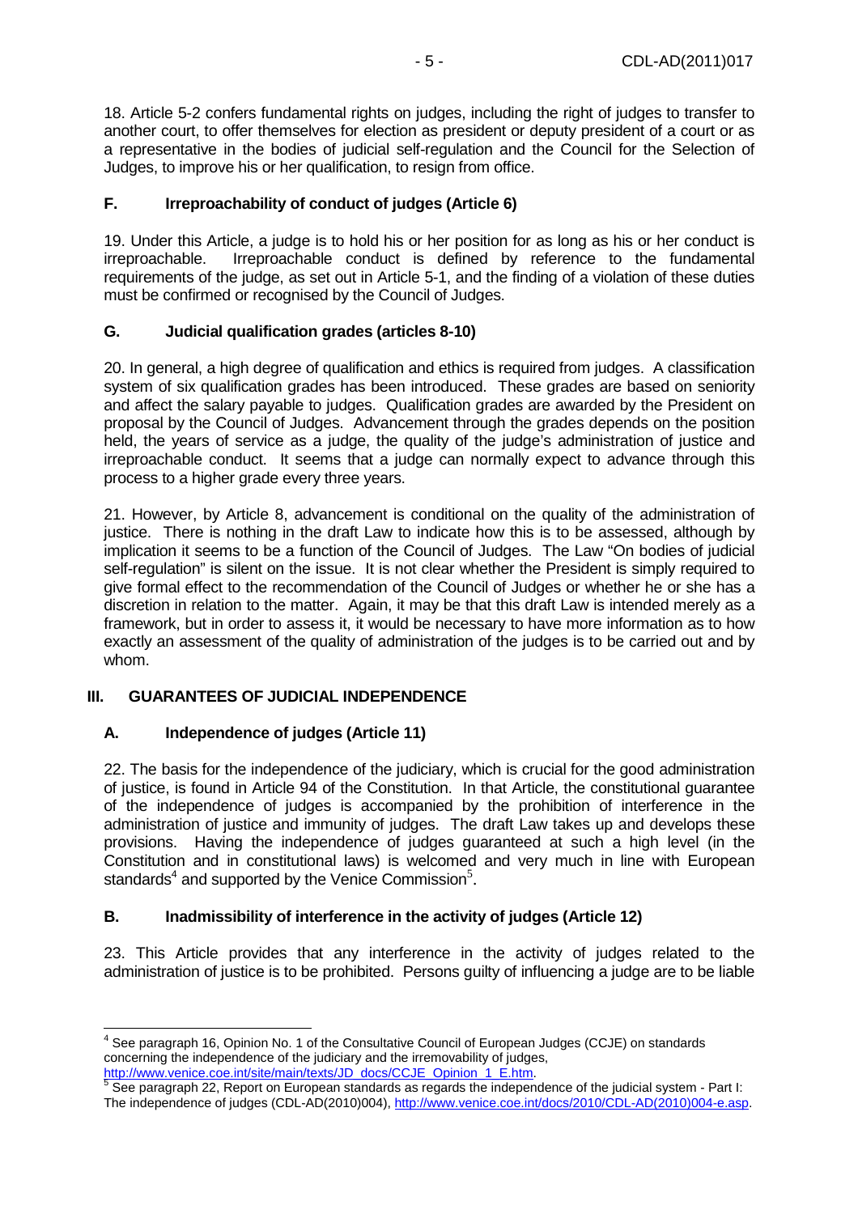18. Article 5-2 confers fundamental rights on judges, including the right of judges to transfer to another court, to offer themselves for election as president or deputy president of a court or as a representative in the bodies of judicial self-regulation and the Council for the Selection of Judges, to improve his or her qualification, to resign from office.

### F. Irreproachability of conduct of judges (Article 6)

19. Under this Article, a judge is to hold his or her position for as long as his or her conduct is irreproachable. Irreproachable conduct is defined by reference to the fundamental requirements of the judge, as set out in Article 5-1, and the finding of a violation of these duties must be confirmed or recognised by the Council of Judges.

### G. Judicial qualification grades (articles 8-10)

20. In general, a high degree of qualification and ethics is required from judges. A classification system of six qualification grades has been introduced. These grades are based on seniority and affect the salary payable to judges. Qualification grades are awarded by the President on proposal by the Council of Judges. Advancement through the grades depends on the position held, the years of service as a judge, the quality of the judge's administration of justice and irreproachable conduct. It seems that a judge can normally expect to advance through this process to a higher grade every three years.

21. However, by Article 8, advancement is conditional on the quality of the administration of justice. There is nothing in the draft Law to indicate how this is to be assessed, although by implication it seems to be a function of the Council of Judges. The Law "On bodies of judicial self-regulation" is silent on the issue. It is not clear whether the President is simply required to give formal effect to the recommendation of the Council of Judges or whether he or she has a discretion in relation to the matter. Again, it may be that this draft Law is intended merely as a framework, but in order to assess it, it would be necessary to have more information as to how exactly an assessment of the quality of administration of the judges is to be carried out and by whom.

## III. GUARANTEES OF JUDICIAL INDEPENDENCE

### A. Independence of judges (Article 11)

22. The basis for the independence of the judiciary, which is crucial for the good administration of justice, is found in Article 94 of the Constitution. In that Article, the constitutional guarantee of the independence of judges is accompanied by the prohibition of interference in the administration of justice and immunity of judges. The draft Law takes up and develops these provisions. Having the independence of judges guaranteed at such a high level (in the Constitution and in constitutional laws) is welcomed and very much in line with European standards[4] and supported by the Venice Commission[5].

### B. Inadmissibility of interference in the activity of judges (Article 12)

23. This Article provides that any interference in the activity of judges related to the administration of justice is to be prohibited. Persons guilty of influencing a judge are to be liable

---

[4] See paragraph 16, Opinion No. 1 of the Consultative Council of European Judges (CCJE) on standards concerning the independence of the judiciary and the irremovability of judges, http://www.venice.coe.int/site/main/texts/JD_docs/CCJE_Opinion_1_E.htm.

[5] See paragraph 22, Report on European standards as regards the independence of the judicial system - Part I: The independence of judges (CDL-AD(2010)004), http://www.venice.coe.int/docs/2010/CDL-AD(2010)004-e.asp.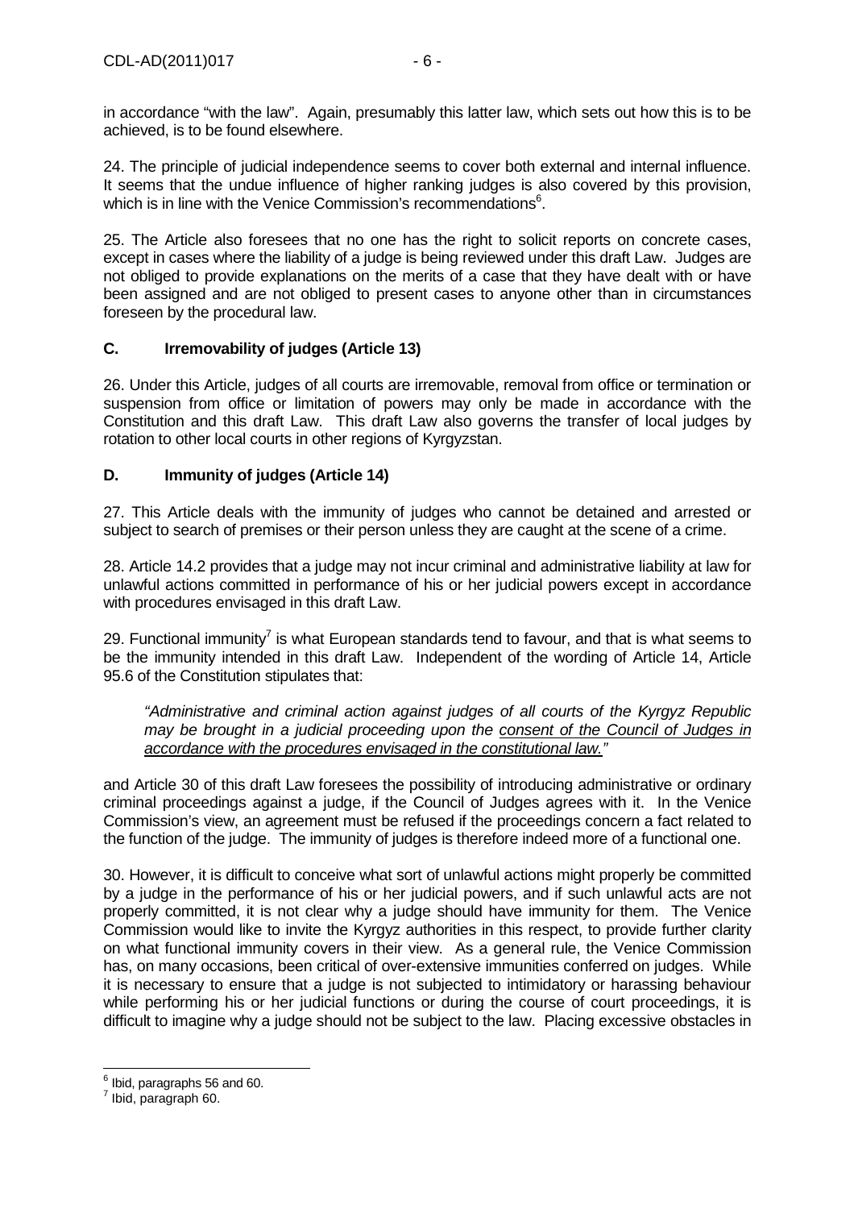in accordance "with the law". Again, presumably this latter law, which sets out how this is to be achieved, is to be found elsewhere.

24. The principle of judicial independence seems to cover both external and internal influence. It seems that the undue influence of higher ranking judges is also covered by this provision, which is in line with the Venice Commission's recommendations[6].

25. The Article also foresees that no one has the right to solicit reports on concrete cases, except in cases where the liability of a judge is being reviewed under this draft Law. Judges are not obliged to provide explanations on the merits of a case that they have dealt with or have been assigned and are not obliged to present cases to anyone other than in circumstances foreseen by the procedural law.

### C. Irremovability of judges (Article 13)

26. Under this Article, judges of all courts are irremovable, removal from office or termination or suspension from office or limitation of powers may only be made in accordance with the Constitution and this draft Law. This draft Law also governs the transfer of local judges by rotation to other local courts in other regions of Kyrgyzstan.

### D. Immunity of judges (Article 14)

27. This Article deals with the immunity of judges who cannot be detained and arrested or subject to search of premises or their person unless they are caught at the scene of a crime.

28. Article 14.2 provides that a judge may not incur criminal and administrative liability at law for unlawful actions committed in performance of his or her judicial powers except in accordance with procedures envisaged in this draft Law.

29. Functional immunity[7] is what European standards tend to favour, and that is what seems to be the immunity intended in this draft Law. Independent of the wording of Article 14, Article 95.6 of the Constitution stipulates that:

> *"Administrative and criminal action against judges of all courts of the Kyrgyz Republic may be brought in a judicial proceeding upon the consent of the Council of Judges in accordance with the procedures envisaged in the constitutional law."*

and Article 30 of this draft Law foresees the possibility of introducing administrative or ordinary criminal proceedings against a judge, if the Council of Judges agrees with it. In the Venice Commission's view, an agreement must be refused if the proceedings concern a fact related to the function of the judge. The immunity of judges is therefore indeed more of a functional one.

30. However, it is difficult to conceive what sort of unlawful actions might properly be committed by a judge in the performance of his or her judicial powers, and if such unlawful acts are not properly committed, it is not clear why a judge should have immunity for them. The Venice Commission would like to invite the Kyrgyz authorities in this respect, to provide further clarity on what functional immunity covers in their view. As a general rule, the Venice Commission has, on many occasions, been critical of over-extensive immunities conferred on judges. While it is necessary to ensure that a judge is not subjected to intimidatory or harassing behaviour while performing his or her judicial functions or during the course of court proceedings, it is difficult to imagine why a judge should not be subject to the law. Placing excessive obstacles in

[6] Ibid, paragraphs 56 and 60.
[7] Ibid, paragraph 60.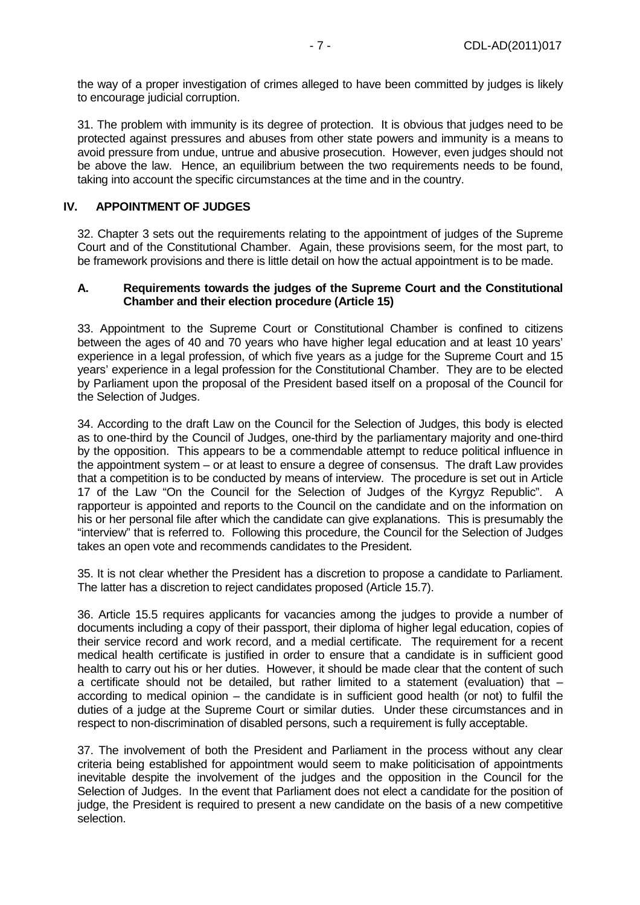the way of a proper investigation of crimes alleged to have been committed by judges is likely to encourage judicial corruption.

31. The problem with immunity is its degree of protection. It is obvious that judges need to be protected against pressures and abuses from other state powers and immunity is a means to avoid pressure from undue, untrue and abusive prosecution. However, even judges should not be above the law. Hence, an equilibrium between the two requirements needs to be found, taking into account the specific circumstances at the time and in the country.

## IV. APPOINTMENT OF JUDGES

32. Chapter 3 sets out the requirements relating to the appointment of judges of the Supreme Court and of the Constitutional Chamber. Again, these provisions seem, for the most part, to be framework provisions and there is little detail on how the actual appointment is to be made.

### A. Requirements towards the judges of the Supreme Court and the Constitutional Chamber and their election procedure (Article 15)

33. Appointment to the Supreme Court or Constitutional Chamber is confined to citizens between the ages of 40 and 70 years who have higher legal education and at least 10 years' experience in a legal profession, of which five years as a judge for the Supreme Court and 15 years' experience in a legal profession for the Constitutional Chamber. They are to be elected by Parliament upon the proposal of the President based itself on a proposal of the Council for the Selection of Judges.

34. According to the draft Law on the Council for the Selection of Judges, this body is elected as to one-third by the Council of Judges, one-third by the parliamentary majority and one-third by the opposition. This appears to be a commendable attempt to reduce political influence in the appointment system – or at least to ensure a degree of consensus. The draft Law provides that a competition is to be conducted by means of interview. The procedure is set out in Article 17 of the Law "On the Council for the Selection of Judges of the Kyrgyz Republic". A rapporteur is appointed and reports to the Council on the candidate and on the information on his or her personal file after which the candidate can give explanations. This is presumably the "interview" that is referred to. Following this procedure, the Council for the Selection of Judges takes an open vote and recommends candidates to the President.

35. It is not clear whether the President has a discretion to propose a candidate to Parliament. The latter has a discretion to reject candidates proposed (Article 15.7).

36. Article 15.5 requires applicants for vacancies among the judges to provide a number of documents including a copy of their passport, their diploma of higher legal education, copies of their service record and work record, and a medial certificate. The requirement for a recent medical health certificate is justified in order to ensure that a candidate is in sufficient good health to carry out his or her duties. However, it should be made clear that the content of such a certificate should not be detailed, but rather limited to a statement (evaluation) that – according to medical opinion – the candidate is in sufficient good health (or not) to fulfil the duties of a judge at the Supreme Court or similar duties. Under these circumstances and in respect to non-discrimination of disabled persons, such a requirement is fully acceptable.

37. The involvement of both the President and Parliament in the process without any clear criteria being established for appointment would seem to make politicisation of appointments inevitable despite the involvement of the judges and the opposition in the Council for the Selection of Judges. In the event that Parliament does not elect a candidate for the position of judge, the President is required to present a new candidate on the basis of a new competitive selection.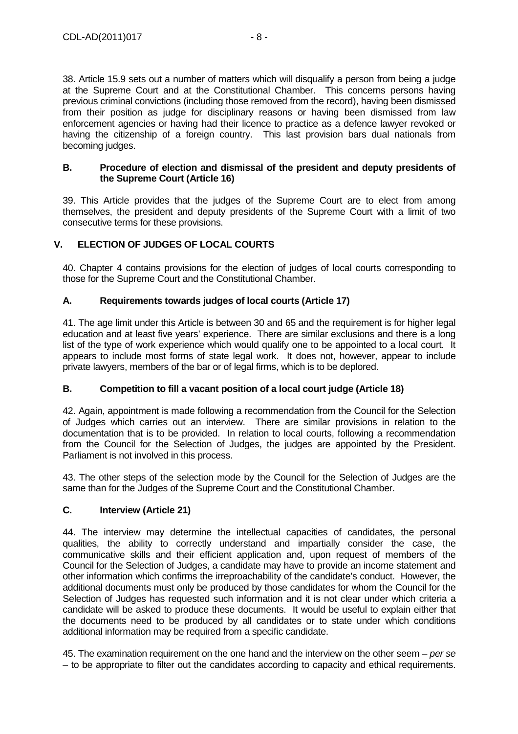38. Article 15.9 sets out a number of matters which will disqualify a person from being a judge at the Supreme Court and at the Constitutional Chamber. This concerns persons having previous criminal convictions (including those removed from the record), having been dismissed from their position as judge for disciplinary reasons or having been dismissed from law enforcement agencies or having had their licence to practice as a defence lawyer revoked or having the citizenship of a foreign country. This last provision bars dual nationals from becoming judges.

### B. Procedure of election and dismissal of the president and deputy presidents of the Supreme Court (Article 16)

39. This Article provides that the judges of the Supreme Court are to elect from among themselves, the president and deputy presidents of the Supreme Court with a limit of two consecutive terms for these provisions.

## V. ELECTION OF JUDGES OF LOCAL COURTS

40. Chapter 4 contains provisions for the election of judges of local courts corresponding to those for the Supreme Court and the Constitutional Chamber.

### A. Requirements towards judges of local courts (Article 17)

41. The age limit under this Article is between 30 and 65 and the requirement is for higher legal education and at least five years' experience. There are similar exclusions and there is a long list of the type of work experience which would qualify one to be appointed to a local court. It appears to include most forms of state legal work. It does not, however, appear to include private lawyers, members of the bar or of legal firms, which is to be deplored.

### B. Competition to fill a vacant position of a local court judge (Article 18)

42. Again, appointment is made following a recommendation from the Council for the Selection of Judges which carries out an interview. There are similar provisions in relation to the documentation that is to be provided. In relation to local courts, following a recommendation from the Council for the Selection of Judges, the judges are appointed by the President. Parliament is not involved in this process.

43. The other steps of the selection mode by the Council for the Selection of Judges are the same than for the Judges of the Supreme Court and the Constitutional Chamber.

### C. Interview (Article 21)

44. The interview may determine the intellectual capacities of candidates, the personal qualities, the ability to correctly understand and impartially consider the case, the communicative skills and their efficient application and, upon request of members of the Council for the Selection of Judges, a candidate may have to provide an income statement and other information which confirms the irreproachability of the candidate's conduct. However, the additional documents must only be produced by those candidates for whom the Council for the Selection of Judges has requested such information and it is not clear under which criteria a candidate will be asked to produce these documents. It would be useful to explain either that the documents need to be produced by all candidates or to state under which conditions additional information may be required from a specific candidate.

45. The examination requirement on the one hand and the interview on the other seem – *per se* – to be appropriate to filter out the candidates according to capacity and ethical requirements.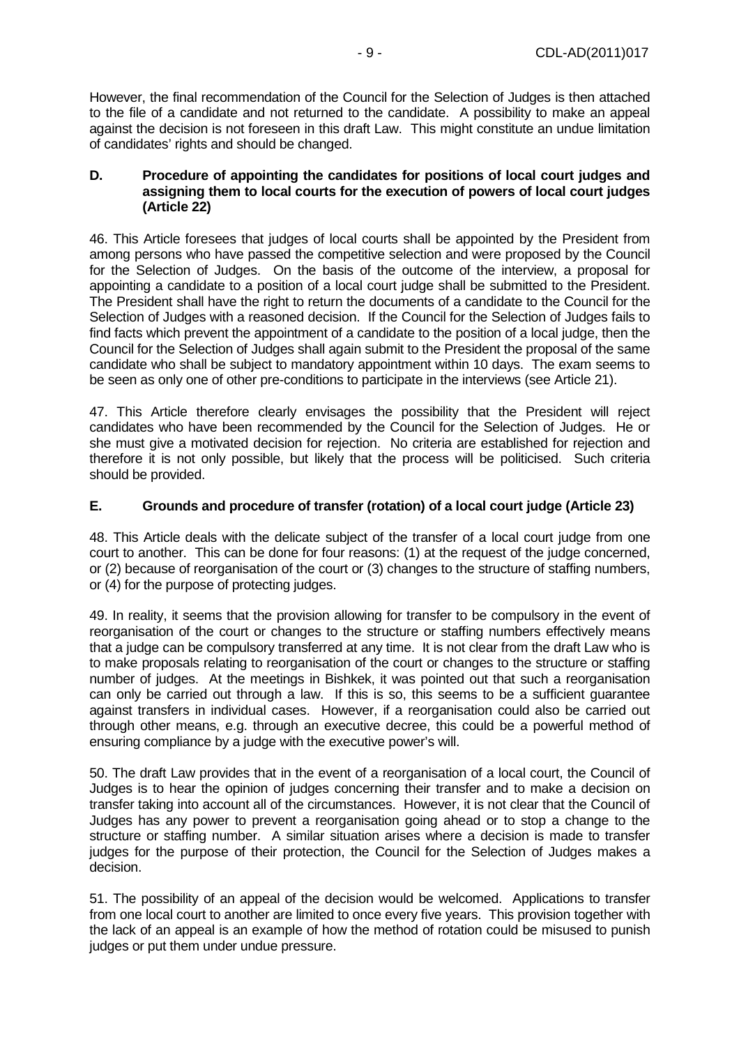However, the final recommendation of the Council for the Selection of Judges is then attached to the file of a candidate and not returned to the candidate. A possibility to make an appeal against the decision is not foreseen in this draft Law. This might constitute an undue limitation of candidates' rights and should be changed.

### D. Procedure of appointing the candidates for positions of local court judges and assigning them to local courts for the execution of powers of local court judges (Article 22)

46. This Article foresees that judges of local courts shall be appointed by the President from among persons who have passed the competitive selection and were proposed by the Council for the Selection of Judges. On the basis of the outcome of the interview, a proposal for appointing a candidate to a position of a local court judge shall be submitted to the President. The President shall have the right to return the documents of a candidate to the Council for the Selection of Judges with a reasoned decision. If the Council for the Selection of Judges fails to find facts which prevent the appointment of a candidate to the position of a local judge, then the Council for the Selection of Judges shall again submit to the President the proposal of the same candidate who shall be subject to mandatory appointment within 10 days. The exam seems to be seen as only one of other pre-conditions to participate in the interviews (see Article 21).

47. This Article therefore clearly envisages the possibility that the President will reject candidates who have been recommended by the Council for the Selection of Judges. He or she must give a motivated decision for rejection. No criteria are established for rejection and therefore it is not only possible, but likely that the process will be politicised. Such criteria should be provided.

### E. Grounds and procedure of transfer (rotation) of a local court judge (Article 23)

48. This Article deals with the delicate subject of the transfer of a local court judge from one court to another. This can be done for four reasons: (1) at the request of the judge concerned, or (2) because of reorganisation of the court or (3) changes to the structure of staffing numbers, or (4) for the purpose of protecting judges.

49. In reality, it seems that the provision allowing for transfer to be compulsory in the event of reorganisation of the court or changes to the structure or staffing numbers effectively means that a judge can be compulsory transferred at any time. It is not clear from the draft Law who is to make proposals relating to reorganisation of the court or changes to the structure or staffing number of judges. At the meetings in Bishkek, it was pointed out that such a reorganisation can only be carried out through a law. If this is so, this seems to be a sufficient guarantee against transfers in individual cases. However, if a reorganisation could also be carried out through other means, e.g. through an executive decree, this could be a powerful method of ensuring compliance by a judge with the executive power's will.

50. The draft Law provides that in the event of a reorganisation of a local court, the Council of Judges is to hear the opinion of judges concerning their transfer and to make a decision on transfer taking into account all of the circumstances. However, it is not clear that the Council of Judges has any power to prevent a reorganisation going ahead or to stop a change to the structure or staffing number. A similar situation arises where a decision is made to transfer judges for the purpose of their protection, the Council for the Selection of Judges makes a decision.

51. The possibility of an appeal of the decision would be welcomed. Applications to transfer from one local court to another are limited to once every five years. This provision together with the lack of an appeal is an example of how the method of rotation could be misused to punish judges or put them under undue pressure.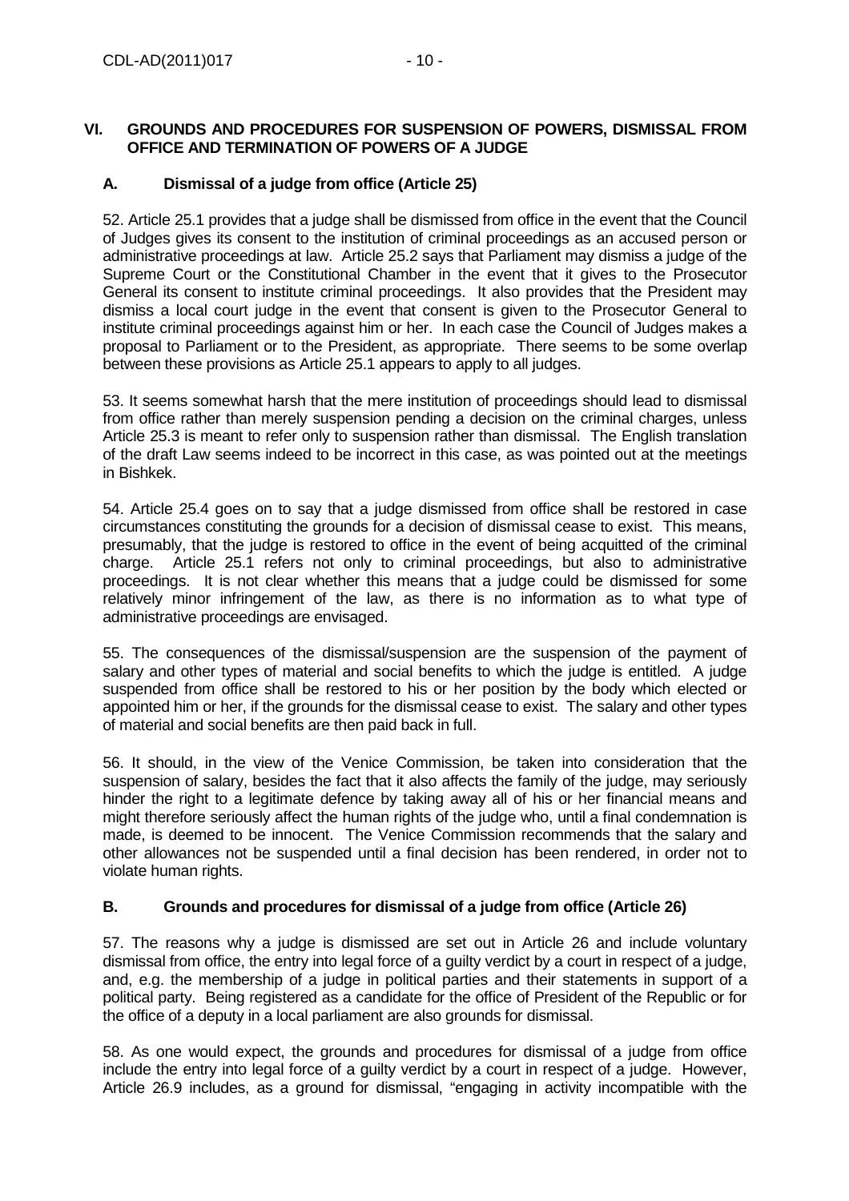## VI. GROUNDS AND PROCEDURES FOR SUSPENSION OF POWERS, DISMISSAL FROM OFFICE AND TERMINATION OF POWERS OF A JUDGE

### A. Dismissal of a judge from office (Article 25)

52. Article 25.1 provides that a judge shall be dismissed from office in the event that the Council of Judges gives its consent to the institution of criminal proceedings as an accused person or administrative proceedings at law. Article 25.2 says that Parliament may dismiss a judge of the Supreme Court or the Constitutional Chamber in the event that it gives to the Prosecutor General its consent to institute criminal proceedings. It also provides that the President may dismiss a local court judge in the event that consent is given to the Prosecutor General to institute criminal proceedings against him or her. In each case the Council of Judges makes a proposal to Parliament or to the President, as appropriate. There seems to be some overlap between these provisions as Article 25.1 appears to apply to all judges.

53. It seems somewhat harsh that the mere institution of proceedings should lead to dismissal from office rather than merely suspension pending a decision on the criminal charges, unless Article 25.3 is meant to refer only to suspension rather than dismissal. The English translation of the draft Law seems indeed to be incorrect in this case, as was pointed out at the meetings in Bishkek.

54. Article 25.4 goes on to say that a judge dismissed from office shall be restored in case circumstances constituting the grounds for a decision of dismissal cease to exist. This means, presumably, that the judge is restored to office in the event of being acquitted of the criminal charge. Article 25.1 refers not only to criminal proceedings, but also to administrative proceedings. It is not clear whether this means that a judge could be dismissed for some relatively minor infringement of the law, as there is no information as to what type of administrative proceedings are envisaged.

55. The consequences of the dismissal/suspension are the suspension of the payment of salary and other types of material and social benefits to which the judge is entitled. A judge suspended from office shall be restored to his or her position by the body which elected or appointed him or her, if the grounds for the dismissal cease to exist. The salary and other types of material and social benefits are then paid back in full.

56. It should, in the view of the Venice Commission, be taken into consideration that the suspension of salary, besides the fact that it also affects the family of the judge, may seriously hinder the right to a legitimate defence by taking away all of his or her financial means and might therefore seriously affect the human rights of the judge who, until a final condemnation is made, is deemed to be innocent. The Venice Commission recommends that the salary and other allowances not be suspended until a final decision has been rendered, in order not to violate human rights.

### B. Grounds and procedures for dismissal of a judge from office (Article 26)

57. The reasons why a judge is dismissed are set out in Article 26 and include voluntary dismissal from office, the entry into legal force of a guilty verdict by a court in respect of a judge, and, e.g. the membership of a judge in political parties and their statements in support of a political party. Being registered as a candidate for the office of President of the Republic or for the office of a deputy in a local parliament are also grounds for dismissal.

58. As one would expect, the grounds and procedures for dismissal of a judge from office include the entry into legal force of a guilty verdict by a court in respect of a judge. However, Article 26.9 includes, as a ground for dismissal, "engaging in activity incompatible with the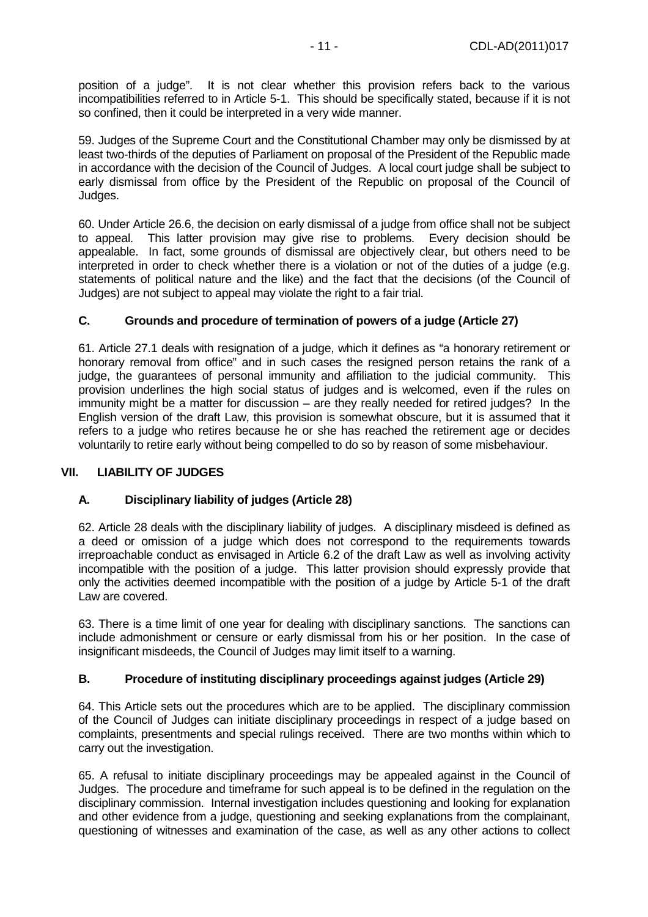position of a judge". It is not clear whether this provision refers back to the various incompatibilities referred to in Article 5-1. This should be specifically stated, because if it is not so confined, then it could be interpreted in a very wide manner.

59. Judges of the Supreme Court and the Constitutional Chamber may only be dismissed by at least two-thirds of the deputies of Parliament on proposal of the President of the Republic made in accordance with the decision of the Council of Judges. A local court judge shall be subject to early dismissal from office by the President of the Republic on proposal of the Council of Judges.

60. Under Article 26.6, the decision on early dismissal of a judge from office shall not be subject to appeal. This latter provision may give rise to problems. Every decision should be appealable. In fact, some grounds of dismissal are objectively clear, but others need to be interpreted in order to check whether there is a violation or not of the duties of a judge (e.g. statements of political nature and the like) and the fact that the decisions (of the Council of Judges) are not subject to appeal may violate the right to a fair trial.

### C. Grounds and procedure of termination of powers of a judge (Article 27)

61. Article 27.1 deals with resignation of a judge, which it defines as "a honorary retirement or honorary removal from office" and in such cases the resigned person retains the rank of a judge, the guarantees of personal immunity and affiliation to the judicial community. This provision underlines the high social status of judges and is welcomed, even if the rules on immunity might be a matter for discussion – are they really needed for retired judges? In the English version of the draft Law, this provision is somewhat obscure, but it is assumed that it refers to a judge who retires because he or she has reached the retirement age or decides voluntarily to retire early without being compelled to do so by reason of some misbehaviour.

## VII. LIABILITY OF JUDGES

### A. Disciplinary liability of judges (Article 28)

62. Article 28 deals with the disciplinary liability of judges. A disciplinary misdeed is defined as a deed or omission of a judge which does not correspond to the requirements towards irreproachable conduct as envisaged in Article 6.2 of the draft Law as well as involving activity incompatible with the position of a judge. This latter provision should expressly provide that only the activities deemed incompatible with the position of a judge by Article 5-1 of the draft Law are covered.

63. There is a time limit of one year for dealing with disciplinary sanctions. The sanctions can include admonishment or censure or early dismissal from his or her position. In the case of insignificant misdeeds, the Council of Judges may limit itself to a warning.

### B. Procedure of instituting disciplinary proceedings against judges (Article 29)

64. This Article sets out the procedures which are to be applied. The disciplinary commission of the Council of Judges can initiate disciplinary proceedings in respect of a judge based on complaints, presentments and special rulings received. There are two months within which to carry out the investigation.

65. A refusal to initiate disciplinary proceedings may be appealed against in the Council of Judges. The procedure and timeframe for such appeal is to be defined in the regulation on the disciplinary commission. Internal investigation includes questioning and looking for explanation and other evidence from a judge, questioning and seeking explanations from the complainant, questioning of witnesses and examination of the case, as well as any other actions to collect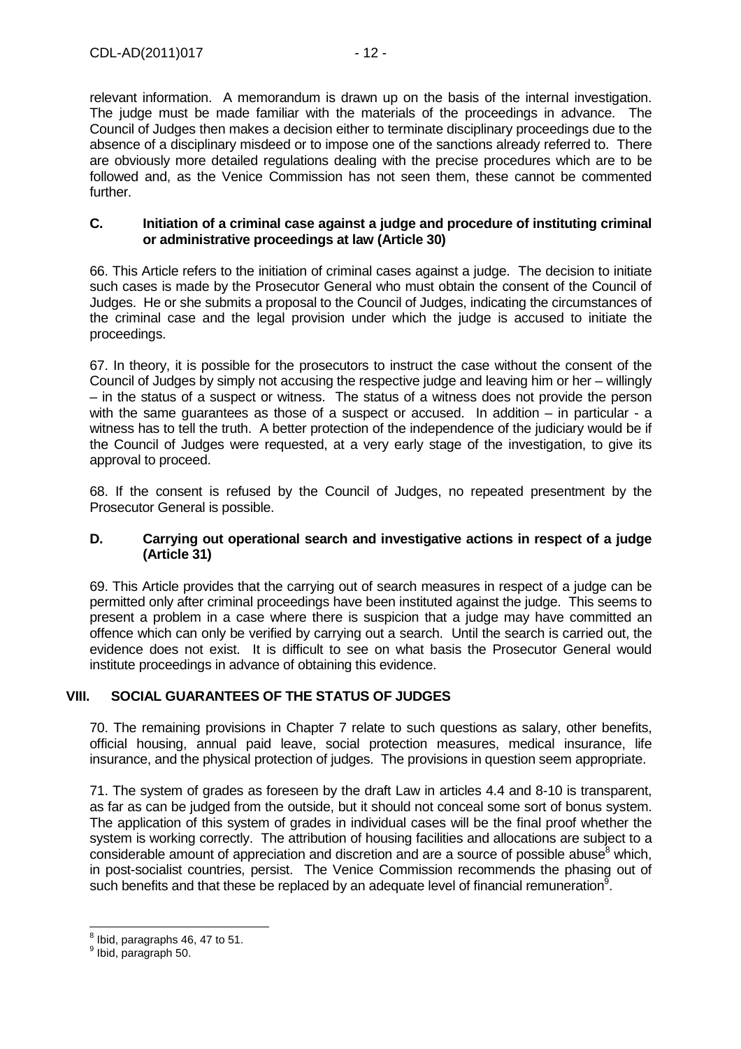relevant information. A memorandum is drawn up on the basis of the internal investigation. The judge must be made familiar with the materials of the proceedings in advance. The Council of Judges then makes a decision either to terminate disciplinary proceedings due to the absence of a disciplinary misdeed or to impose one of the sanctions already referred to. There are obviously more detailed regulations dealing with the precise procedures which are to be followed and, as the Venice Commission has not seen them, these cannot be commented further.

### C. Initiation of a criminal case against a judge and procedure of instituting criminal or administrative proceedings at law (Article 30)

66. This Article refers to the initiation of criminal cases against a judge. The decision to initiate such cases is made by the Prosecutor General who must obtain the consent of the Council of Judges. He or she submits a proposal to the Council of Judges, indicating the circumstances of the criminal case and the legal provision under which the judge is accused to initiate the proceedings.

67. In theory, it is possible for the prosecutors to instruct the case without the consent of the Council of Judges by simply not accusing the respective judge and leaving him or her – willingly – in the status of a suspect or witness. The status of a witness does not provide the person with the same guarantees as those of a suspect or accused. In addition – in particular - a witness has to tell the truth. A better protection of the independence of the judiciary would be if the Council of Judges were requested, at a very early stage of the investigation, to give its approval to proceed.

68. If the consent is refused by the Council of Judges, no repeated presentment by the Prosecutor General is possible.

### D. Carrying out operational search and investigative actions in respect of a judge (Article 31)

69. This Article provides that the carrying out of search measures in respect of a judge can be permitted only after criminal proceedings have been instituted against the judge. This seems to present a problem in a case where there is suspicion that a judge may have committed an offence which can only be verified by carrying out a search. Until the search is carried out, the evidence does not exist. It is difficult to see on what basis the Prosecutor General would institute proceedings in advance of obtaining this evidence.

## VIII. SOCIAL GUARANTEES OF THE STATUS OF JUDGES

70. The remaining provisions in Chapter 7 relate to such questions as salary, other benefits, official housing, annual paid leave, social protection measures, medical insurance, life insurance, and the physical protection of judges. The provisions in question seem appropriate.

71. The system of grades as foreseen by the draft Law in articles 4.4 and 8-10 is transparent, as far as can be judged from the outside, but it should not conceal some sort of bonus system. The application of this system of grades in individual cases will be the final proof whether the system is working correctly. The attribution of housing facilities and allocations are subject to a considerable amount of appreciation and discretion and are a source of possible abuse[8] which, in post-socialist countries, persist. The Venice Commission recommends the phasing out of such benefits and that these be replaced by an adequate level of financial remuneration[9].

---

[8] Ibid, paragraphs 46, 47 to 51.

[9] Ibid, paragraph 50.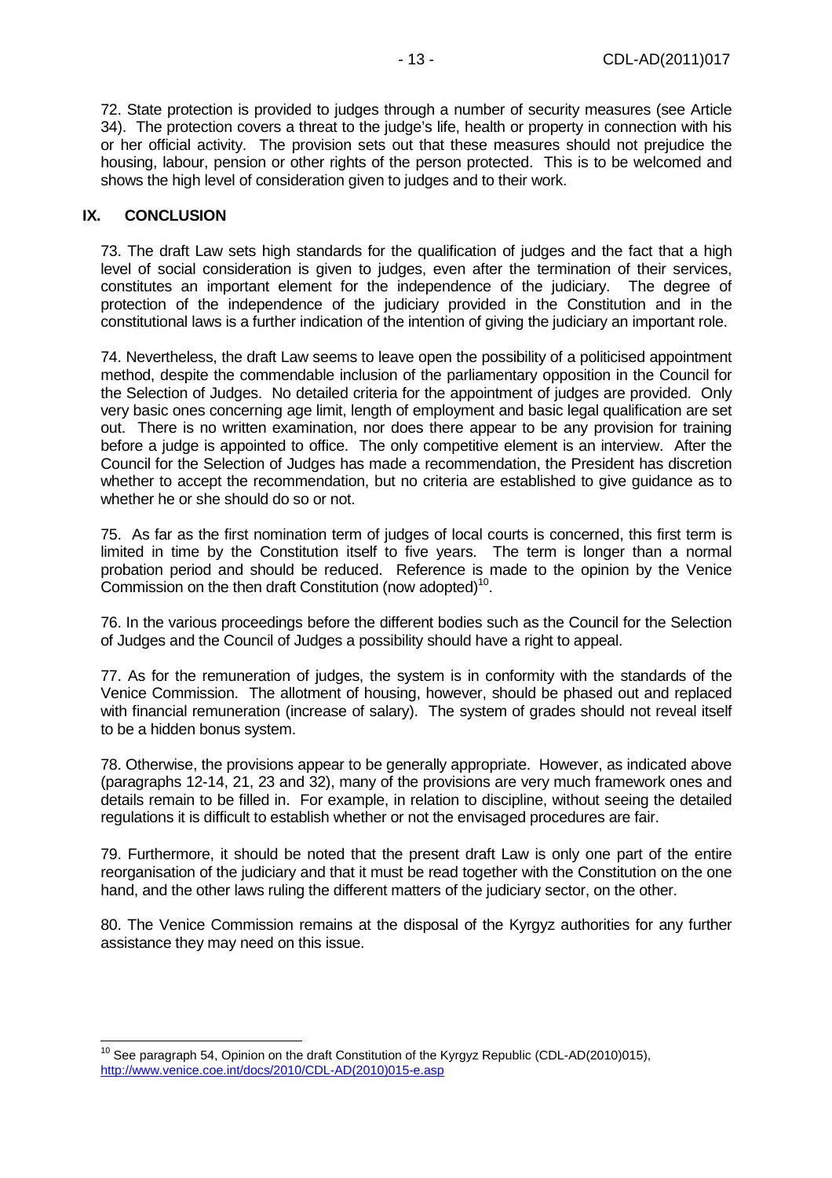72. State protection is provided to judges through a number of security measures (see Article 34). The protection covers a threat to the judge's life, health or property in connection with his or her official activity. The provision sets out that these measures should not prejudice the housing, labour, pension or other rights of the person protected. This is to be welcomed and shows the high level of consideration given to judges and to their work.

## IX. CONCLUSION

73. The draft Law sets high standards for the qualification of judges and the fact that a high level of social consideration is given to judges, even after the termination of their services, constitutes an important element for the independence of the judiciary. The degree of protection of the independence of the judiciary provided in the Constitution and in the constitutional laws is a further indication of the intention of giving the judiciary an important role.

74. Nevertheless, the draft Law seems to leave open the possibility of a politicised appointment method, despite the commendable inclusion of the parliamentary opposition in the Council for the Selection of Judges. No detailed criteria for the appointment of judges are provided. Only very basic ones concerning age limit, length of employment and basic legal qualification are set out. There is no written examination, nor does there appear to be any provision for training before a judge is appointed to office. The only competitive element is an interview. After the Council for the Selection of Judges has made a recommendation, the President has discretion whether to accept the recommendation, but no criteria are established to give guidance as to whether he or she should do so or not.

75. As far as the first nomination term of judges of local courts is concerned, this first term is limited in time by the Constitution itself to five years. The term is longer than a normal probation period and should be reduced. Reference is made to the opinion by the Venice Commission on the then draft Constitution (now adopted)[10].

76. In the various proceedings before the different bodies such as the Council for the Selection of Judges and the Council of Judges a possibility should have a right to appeal.

77. As for the remuneration of judges, the system is in conformity with the standards of the Venice Commission. The allotment of housing, however, should be phased out and replaced with financial remuneration (increase of salary). The system of grades should not reveal itself to be a hidden bonus system.

78. Otherwise, the provisions appear to be generally appropriate. However, as indicated above (paragraphs 12-14, 21, 23 and 32), many of the provisions are very much framework ones and details remain to be filled in. For example, in relation to discipline, without seeing the detailed regulations it is difficult to establish whether or not the envisaged procedures are fair.

79. Furthermore, it should be noted that the present draft Law is only one part of the entire reorganisation of the judiciary and that it must be read together with the Constitution on the one hand, and the other laws ruling the different matters of the judiciary sector, on the other.

80. The Venice Commission remains at the disposal of the Kyrgyz authorities for any further assistance they may need on this issue.

---

[10] See paragraph 54, Opinion on the draft Constitution of the Kyrgyz Republic (CDL-AD(2010)015), http://www.venice.coe.int/docs/2010/CDL-AD(2010)015-e.asp